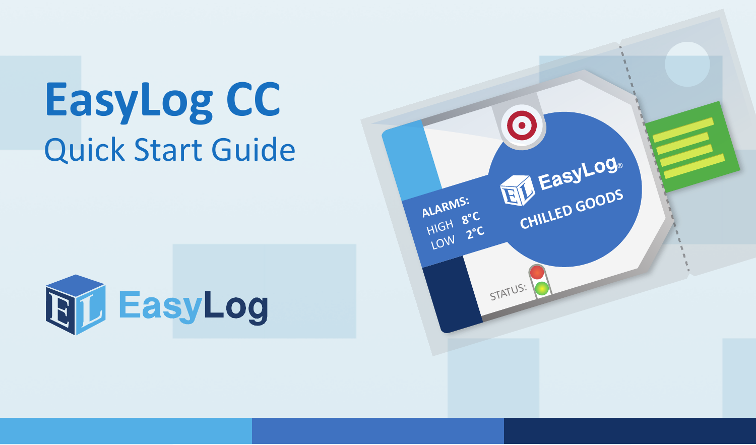# EasyLog CC

## Quick Start Guide

EasyLog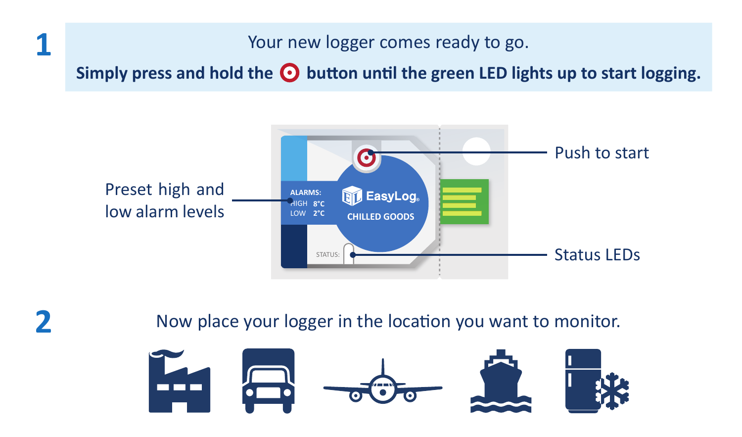## 1

Your new logger comes ready to go.

**Simply press and hold the ⊙ button until the green LED lights up to start logging.**

Preset high and low alarm levels

ALARMS:
HIGH 8°C
LOW 2°C

EasyLog®
CHILLED GOODS

STATUS:

Push to start

Status LEDs

## 2

Now place your logger in the location you want to monitor.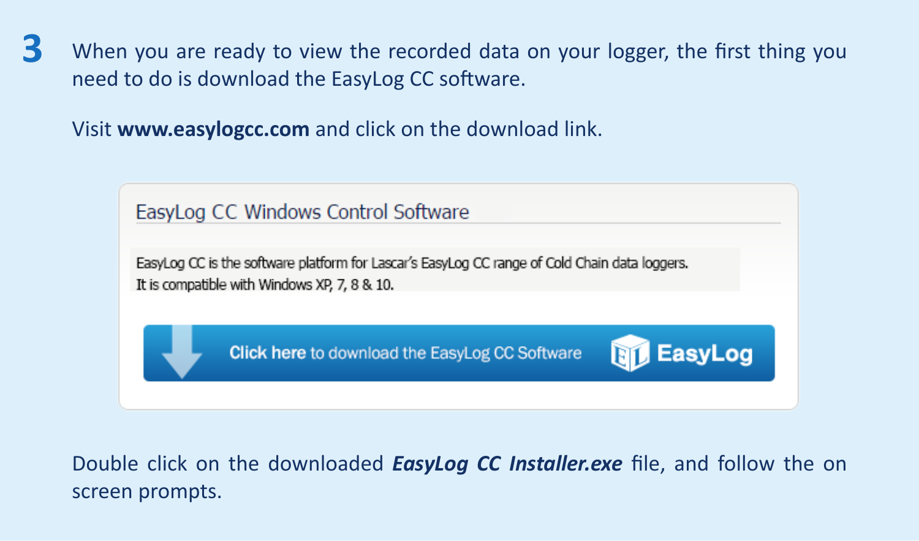**3** When you are ready to view the recorded data on your logger, the first thing you need to do is download the EasyLog CC software.

Visit **www.easylogcc.com** and click on the download link.

EasyLog CC Windows Control Software

EasyLog CC is the software platform for Lascar's EasyLog CC range of Cold Chain data loggers.
It is compatible with Windows XP, 7, 8 & 10.

**Click here** to download the EasyLog CC Software EasyLog

Double click on the downloaded ***EasyLog CC Installer.exe*** file, and follow the on screen prompts.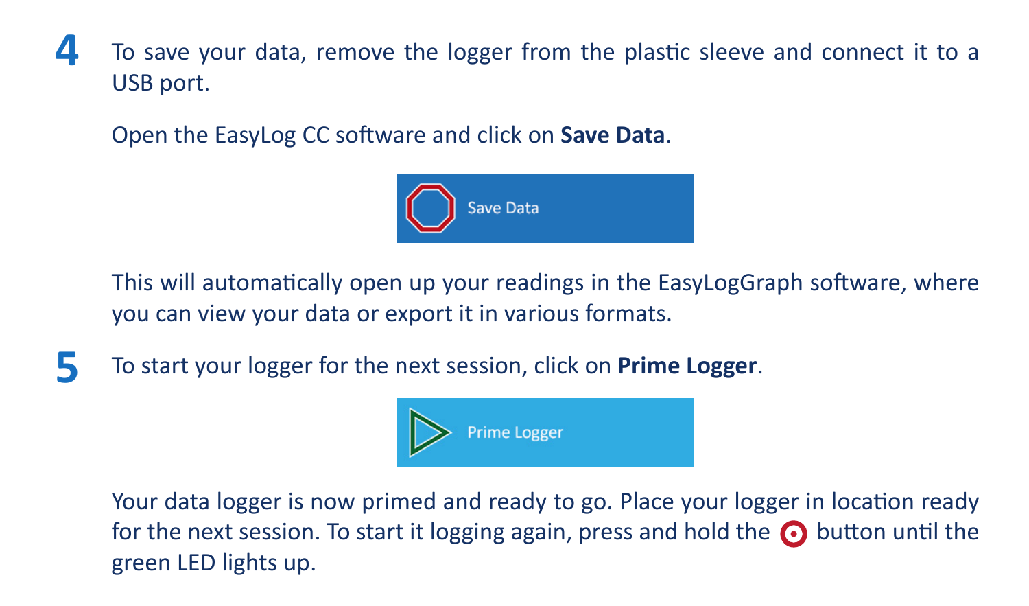**4** To save your data, remove the logger from the plastic sleeve and connect it to a USB port.

Open the EasyLog CC software and click on **Save Data**.

Save Data

This will automatically open up your readings in the EasyLogGraph software, where you can view your data or export it in various formats.

**5** To start your logger for the next session, click on **Prime Logger**.

Prime Logger

Your data logger is now primed and ready to go. Place your logger in location ready for the next session. To start it logging again, press and hold the ⊙ button until the green LED lights up.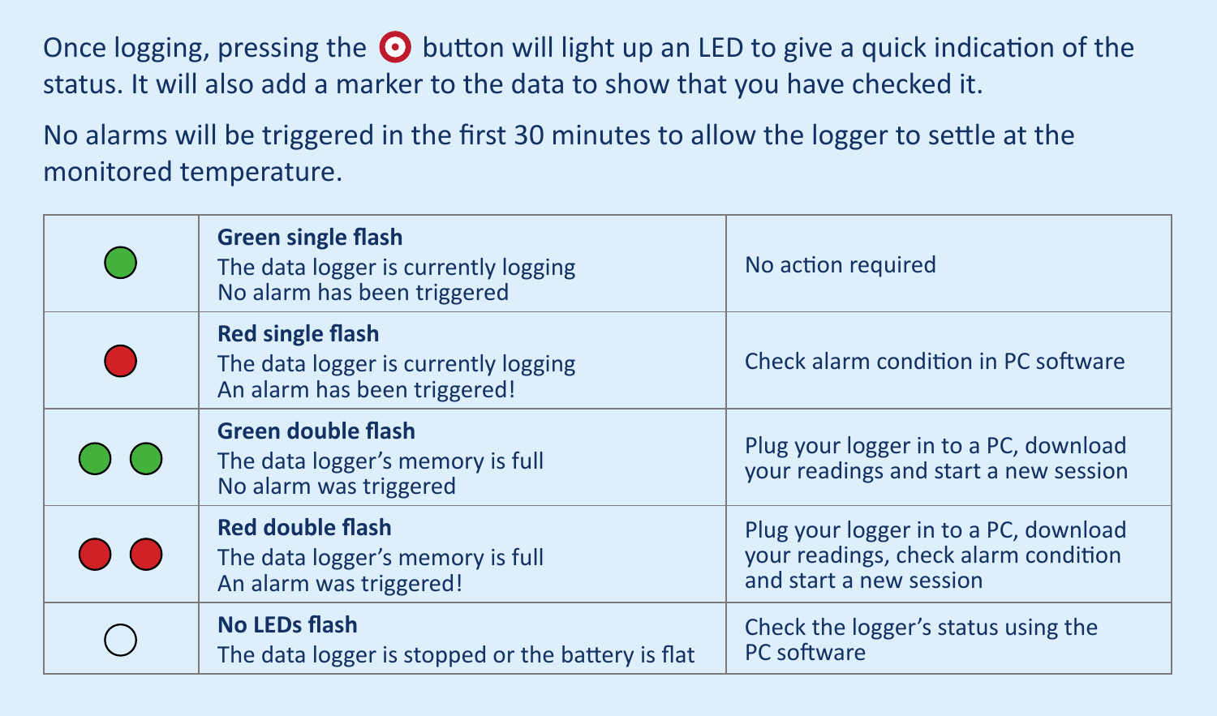Once logging, pressing the ◉ button will light up an LED to give a quick indication of the status. It will also add a marker to the data to show that you have checked it.

No alarms will be triggered in the first 30 minutes to allow the logger to settle at the monitored temperature.

| LED | Status | Action |
|---|---|---|
| 🟢 | **Green single flash**<br>The data logger is currently logging<br>No alarm has been triggered | No action required |
| 🔴 | **Red single flash**<br>The data logger is currently logging<br>An alarm has been triggered! | Check alarm condition in PC software |
| 🟢 🟢 | **Green double flash**<br>The data logger's memory is full<br>No alarm was triggered | Plug your logger in to a PC, download your readings and start a new session |
| 🔴 🔴 | **Red double flash**<br>The data logger's memory is full<br>An alarm was triggered! | Plug your logger in to a PC, download your readings, check alarm condition and start a new session |
| ⚪ | **No LEDs flash**<br>The data logger is stopped or the battery is flat | Check the logger's status using the PC software |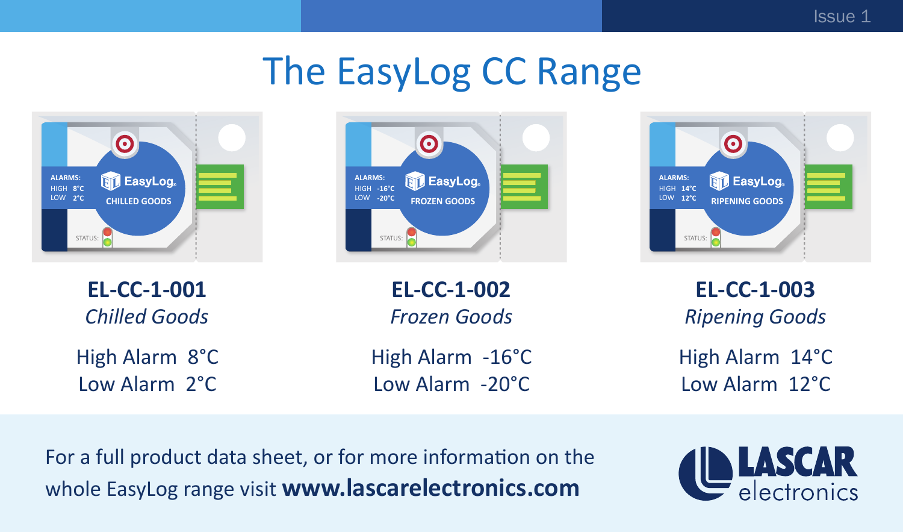Issue 1

# The EasyLog CC Range

**EL-CC-1-001**
*Chilled Goods*

High Alarm 8°C
Low Alarm 2°C

**EL-CC-1-002**
*Frozen Goods*

High Alarm -16°C
Low Alarm -20°C

**EL-CC-1-003**
*Ripening Goods*

High Alarm 14°C
Low Alarm 12°C

For a full product data sheet, or for more information on the whole EasyLog range visit **www.lascarelectronics.com**

LASCAR electronics